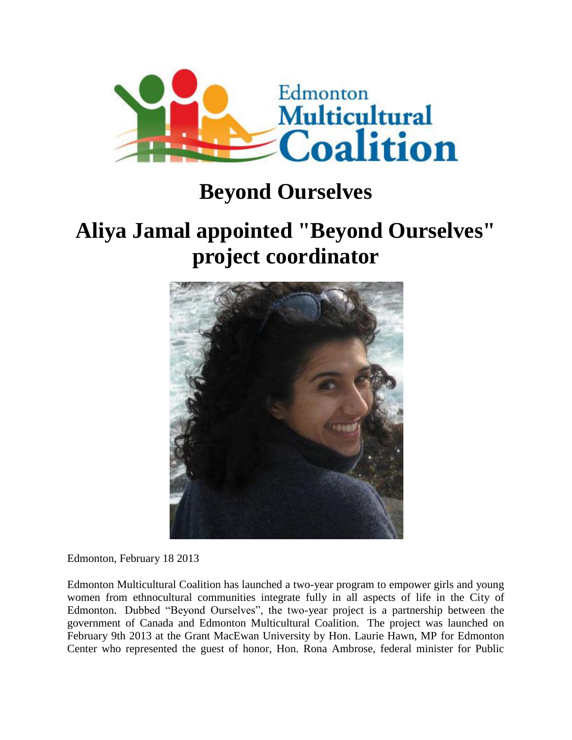# Beyond Ourselves

# Aliya Jamal appointed "Beyond Ourselves" project coordinator

Edmonton, February 18 2013

Edmonton Multicultural Coalition has launched a two-year program to empower girls and young women from ethnocultural communities integrate fully in all aspects of life in the City of Edmonton. Dubbed "Beyond Ourselves", the two-year project is a partnership between the government of Canada and Edmonton Multicultural Coalition. The project was launched on February 9th 2013 at the Grant MacEwan University by Hon. Laurie Hawn, MP for Edmonton Center who represented the guest of honor, Hon. Rona Ambrose, federal minister for Public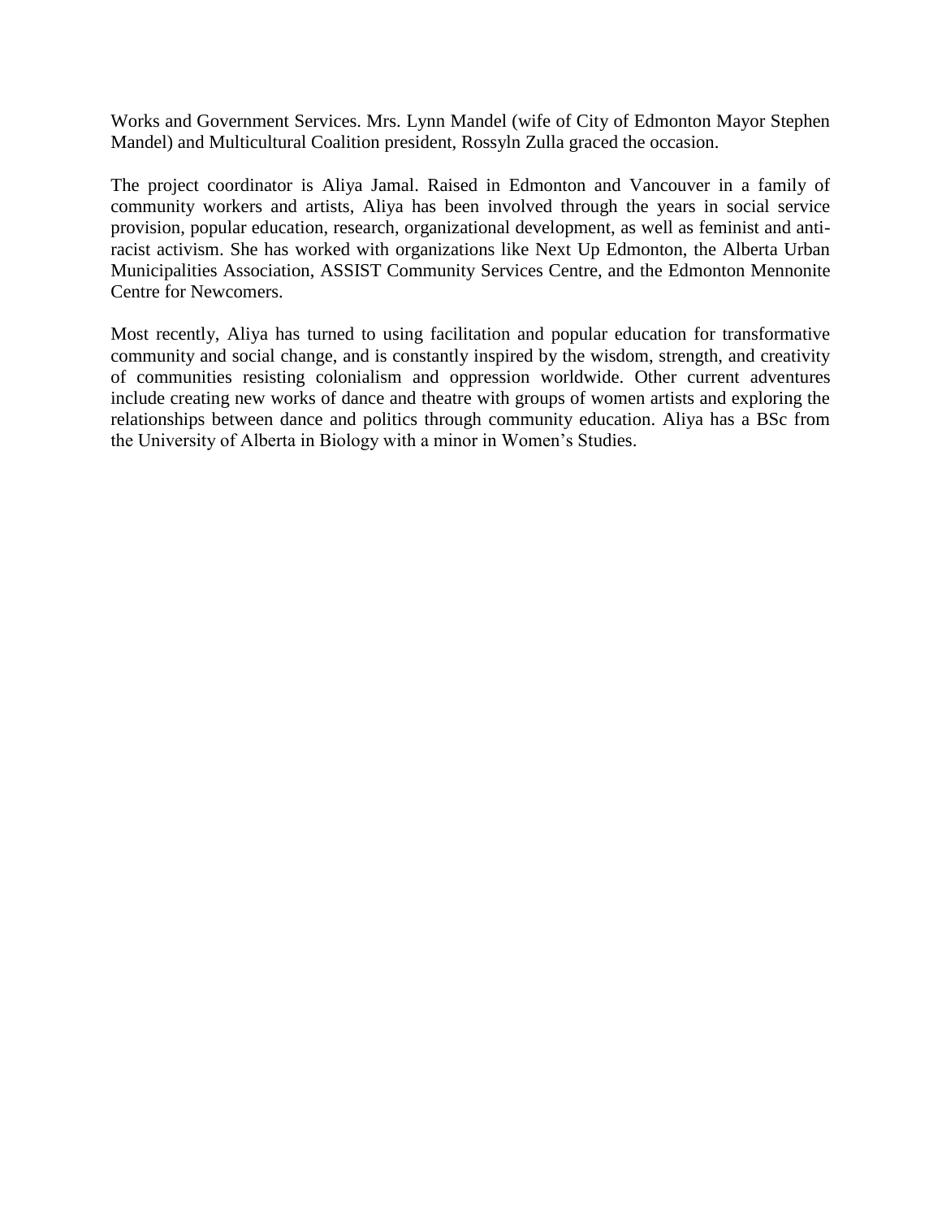Works and Government Services. Mrs. Lynn Mandel (wife of City of Edmonton Mayor Stephen Mandel) and Multicultural Coalition president, Rossyln Zulla graced the occasion.

The project coordinator is Aliya Jamal. Raised in Edmonton and Vancouver in a family of community workers and artists, Aliya has been involved through the years in social service provision, popular education, research, organizational development, as well as feminist and anti-racist activism. She has worked with organizations like Next Up Edmonton, the Alberta Urban Municipalities Association, ASSIST Community Services Centre, and the Edmonton Mennonite Centre for Newcomers.

Most recently, Aliya has turned to using facilitation and popular education for transformative community and social change, and is constantly inspired by the wisdom, strength, and creativity of communities resisting colonialism and oppression worldwide. Other current adventures include creating new works of dance and theatre with groups of women artists and exploring the relationships between dance and politics through community education. Aliya has a BSc from the University of Alberta in Biology with a minor in Women's Studies.